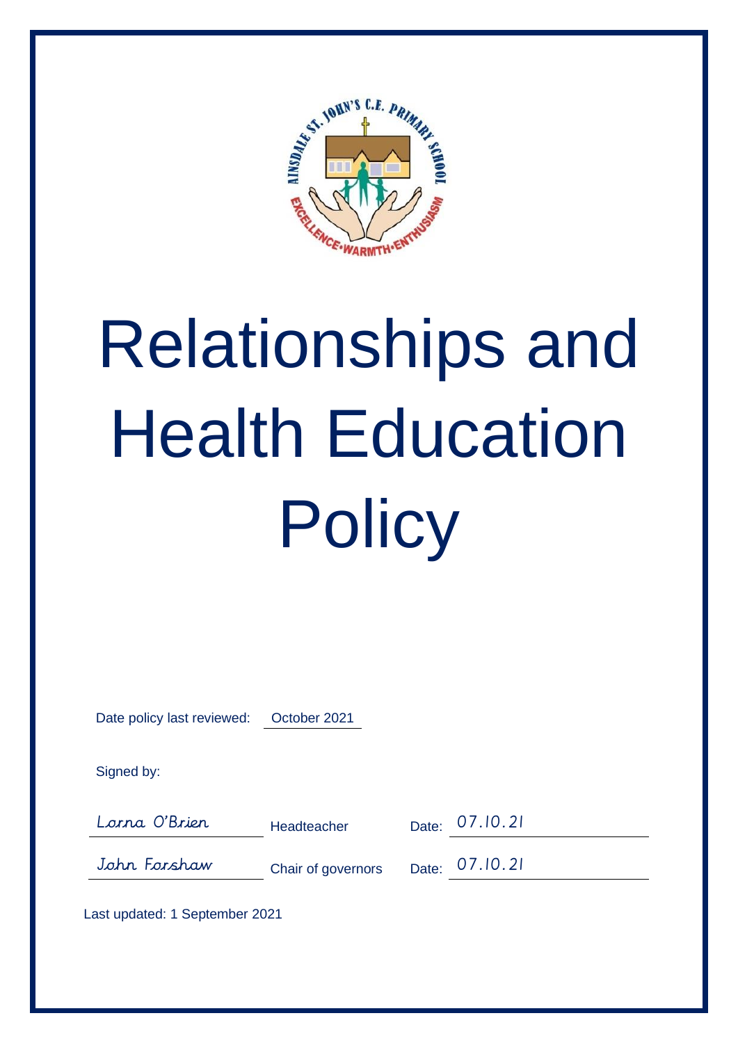# Relationships and Health Education Policy

Date policy last reviewed: October 2021

Signed by:

| | | |
|---|---|---|
| Lorna O'Brien | Headteacher | Date: 07.10.21 |
| John Forshaw | Chair of governors | Date: 07.10.21 |

Last updated: 1 September 2021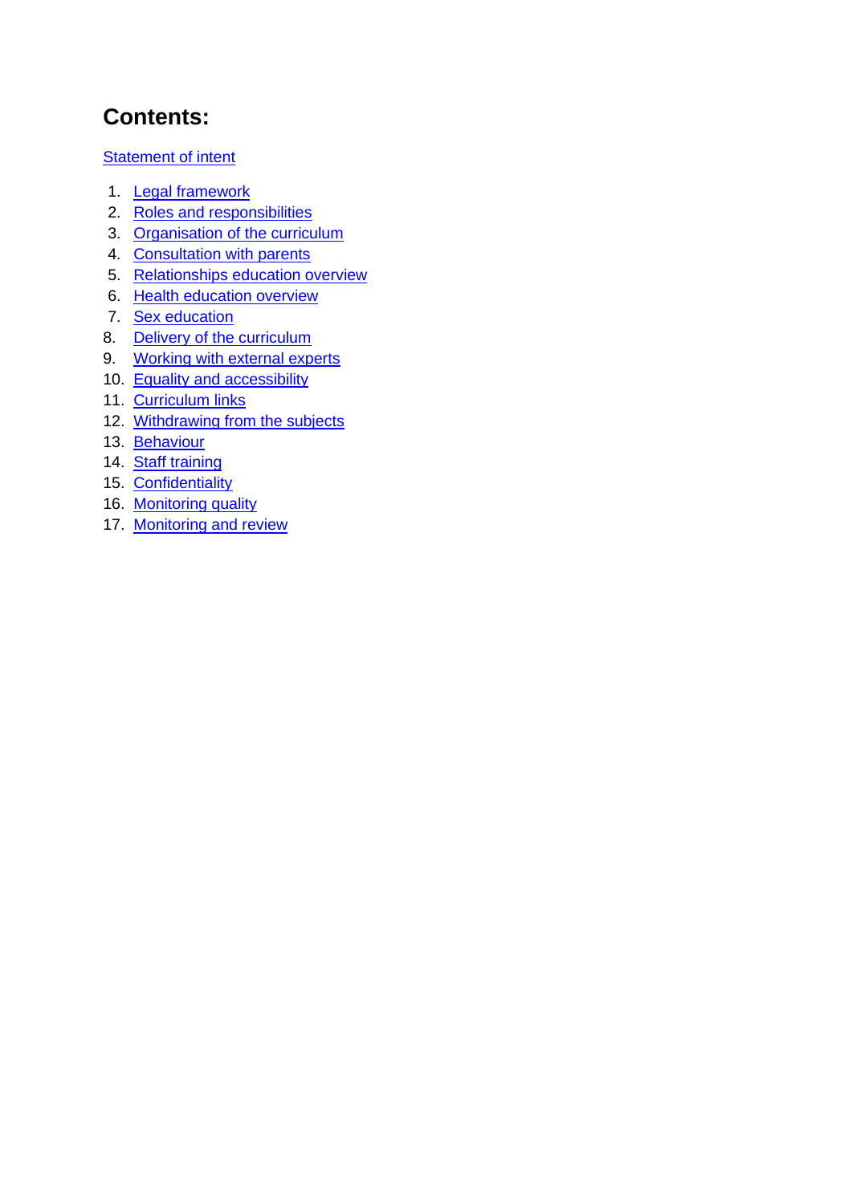# Contents:

Statement of intent

1. Legal framework
2. Roles and responsibilities
3. Organisation of the curriculum
4. Consultation with parents
5. Relationships education overview
6. Health education overview
7. Sex education
8. Delivery of the curriculum
9. Working with external experts
10. Equality and accessibility
11. Curriculum links
12. Withdrawing from the subjects
13. Behaviour
14. Staff training
15. Confidentiality
16. Monitoring quality
17. Monitoring and review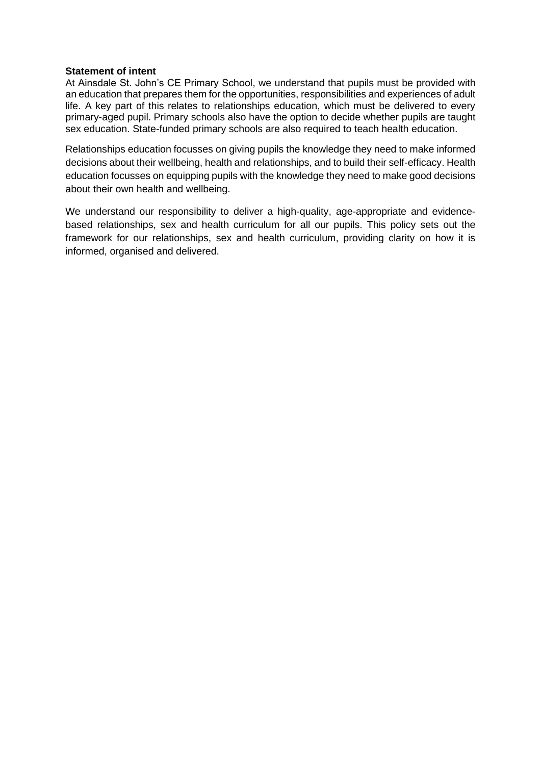**Statement of intent**

At Ainsdale St. John's CE Primary School, we understand that pupils must be provided with an education that prepares them for the opportunities, responsibilities and experiences of adult life. A key part of this relates to relationships education, which must be delivered to every primary-aged pupil. Primary schools also have the option to decide whether pupils are taught sex education. State-funded primary schools are also required to teach health education.

Relationships education focusses on giving pupils the knowledge they need to make informed decisions about their wellbeing, health and relationships, and to build their self-efficacy. Health education focusses on equipping pupils with the knowledge they need to make good decisions about their own health and wellbeing.

We understand our responsibility to deliver a high-quality, age-appropriate and evidence-based relationships, sex and health curriculum for all our pupils. This policy sets out the framework for our relationships, sex and health curriculum, providing clarity on how it is informed, organised and delivered.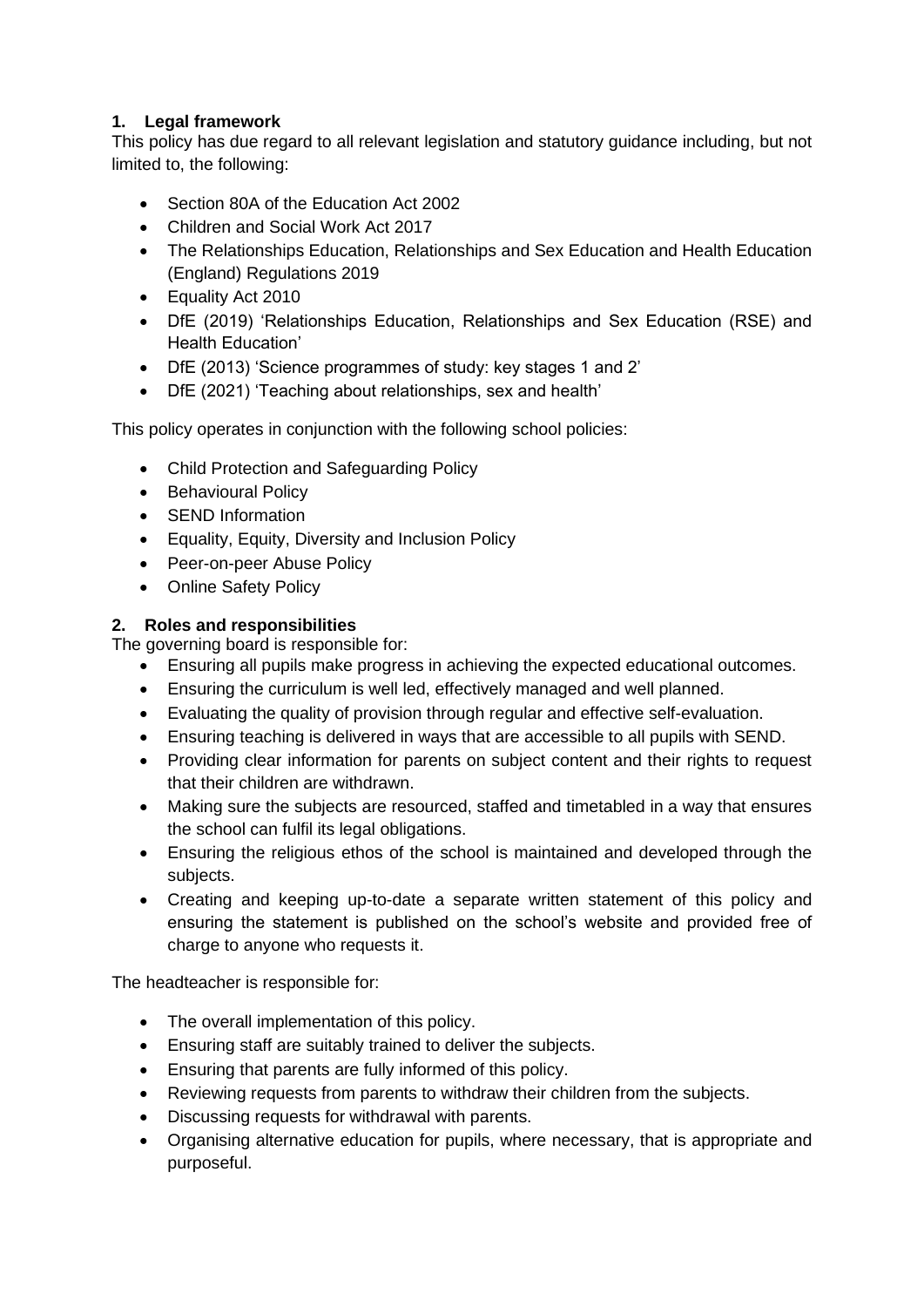## 1. Legal framework

This policy has due regard to all relevant legislation and statutory guidance including, but not limited to, the following:

- Section 80A of the Education Act 2002
- Children and Social Work Act 2017
- The Relationships Education, Relationships and Sex Education and Health Education (England) Regulations 2019
- Equality Act 2010
- DfE (2019) 'Relationships Education, Relationships and Sex Education (RSE) and Health Education'
- DfE (2013) 'Science programmes of study: key stages 1 and 2'
- DfE (2021) 'Teaching about relationships, sex and health'

This policy operates in conjunction with the following school policies:

- Child Protection and Safeguarding Policy
- Behavioural Policy
- SEND Information
- Equality, Equity, Diversity and Inclusion Policy
- Peer-on-peer Abuse Policy
- Online Safety Policy

## 2. Roles and responsibilities

The governing board is responsible for:

- Ensuring all pupils make progress in achieving the expected educational outcomes.
- Ensuring the curriculum is well led, effectively managed and well planned.
- Evaluating the quality of provision through regular and effective self-evaluation.
- Ensuring teaching is delivered in ways that are accessible to all pupils with SEND.
- Providing clear information for parents on subject content and their rights to request that their children are withdrawn.
- Making sure the subjects are resourced, staffed and timetabled in a way that ensures the school can fulfil its legal obligations.
- Ensuring the religious ethos of the school is maintained and developed through the subjects.
- Creating and keeping up-to-date a separate written statement of this policy and ensuring the statement is published on the school's website and provided free of charge to anyone who requests it.

The headteacher is responsible for:

- The overall implementation of this policy.
- Ensuring staff are suitably trained to deliver the subjects.
- Ensuring that parents are fully informed of this policy.
- Reviewing requests from parents to withdraw their children from the subjects.
- Discussing requests for withdrawal with parents.
- Organising alternative education for pupils, where necessary, that is appropriate and purposeful.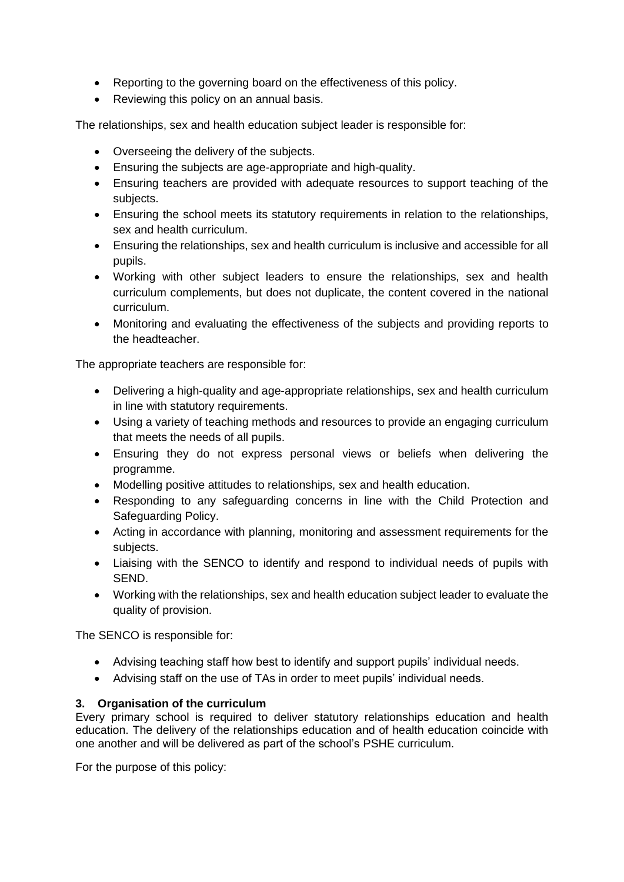- Reporting to the governing board on the effectiveness of this policy.
- Reviewing this policy on an annual basis.

The relationships, sex and health education subject leader is responsible for:

- Overseeing the delivery of the subjects.
- Ensuring the subjects are age-appropriate and high-quality.
- Ensuring teachers are provided with adequate resources to support teaching of the subjects.
- Ensuring the school meets its statutory requirements in relation to the relationships, sex and health curriculum.
- Ensuring the relationships, sex and health curriculum is inclusive and accessible for all pupils.
- Working with other subject leaders to ensure the relationships, sex and health curriculum complements, but does not duplicate, the content covered in the national curriculum.
- Monitoring and evaluating the effectiveness of the subjects and providing reports to the headteacher.

The appropriate teachers are responsible for:

- Delivering a high-quality and age-appropriate relationships, sex and health curriculum in line with statutory requirements.
- Using a variety of teaching methods and resources to provide an engaging curriculum that meets the needs of all pupils.
- Ensuring they do not express personal views or beliefs when delivering the programme.
- Modelling positive attitudes to relationships, sex and health education.
- Responding to any safeguarding concerns in line with the Child Protection and Safeguarding Policy.
- Acting in accordance with planning, monitoring and assessment requirements for the subjects.
- Liaising with the SENCO to identify and respond to individual needs of pupils with SEND.
- Working with the relationships, sex and health education subject leader to evaluate the quality of provision.

The SENCO is responsible for:

- Advising teaching staff how best to identify and support pupils' individual needs.
- Advising staff on the use of TAs in order to meet pupils' individual needs.

### 3. Organisation of the curriculum

Every primary school is required to deliver statutory relationships education and health education. The delivery of the relationships education and of health education coincide with one another and will be delivered as part of the school's PSHE curriculum.

For the purpose of this policy: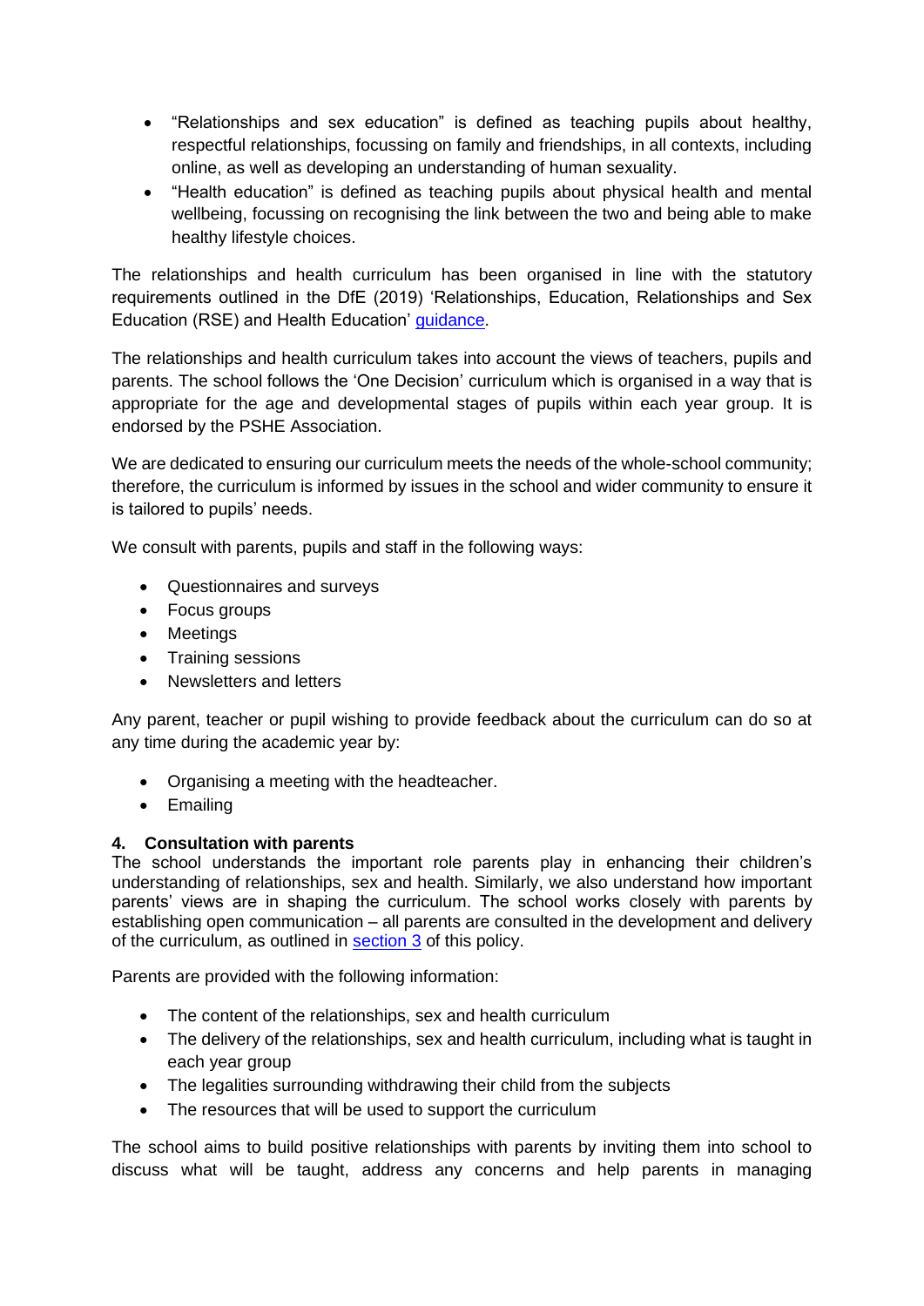- "Relationships and sex education" is defined as teaching pupils about healthy, respectful relationships, focussing on family and friendships, in all contexts, including online, as well as developing an understanding of human sexuality.
- "Health education" is defined as teaching pupils about physical health and mental wellbeing, focussing on recognising the link between the two and being able to make healthy lifestyle choices.

The relationships and health curriculum has been organised in line with the statutory requirements outlined in the DfE (2019) 'Relationships, Education, Relationships and Sex Education (RSE) and Health Education' guidance.

The relationships and health curriculum takes into account the views of teachers, pupils and parents. The school follows the 'One Decision' curriculum which is organised in a way that is appropriate for the age and developmental stages of pupils within each year group. It is endorsed by the PSHE Association.

We are dedicated to ensuring our curriculum meets the needs of the whole-school community; therefore, the curriculum is informed by issues in the school and wider community to ensure it is tailored to pupils' needs.

We consult with parents, pupils and staff in the following ways:

- Questionnaires and surveys
- Focus groups
- Meetings
- Training sessions
- Newsletters and letters

Any parent, teacher or pupil wishing to provide feedback about the curriculum can do so at any time during the academic year by:

- Organising a meeting with the headteacher.
- Emailing

### 4. Consultation with parents

The school understands the important role parents play in enhancing their children's understanding of relationships, sex and health. Similarly, we also understand how important parents' views are in shaping the curriculum. The school works closely with parents by establishing open communication – all parents are consulted in the development and delivery of the curriculum, as outlined in section 3 of this policy.

Parents are provided with the following information:

- The content of the relationships, sex and health curriculum
- The delivery of the relationships, sex and health curriculum, including what is taught in each year group
- The legalities surrounding withdrawing their child from the subjects
- The resources that will be used to support the curriculum

The school aims to build positive relationships with parents by inviting them into school to discuss what will be taught, address any concerns and help parents in managing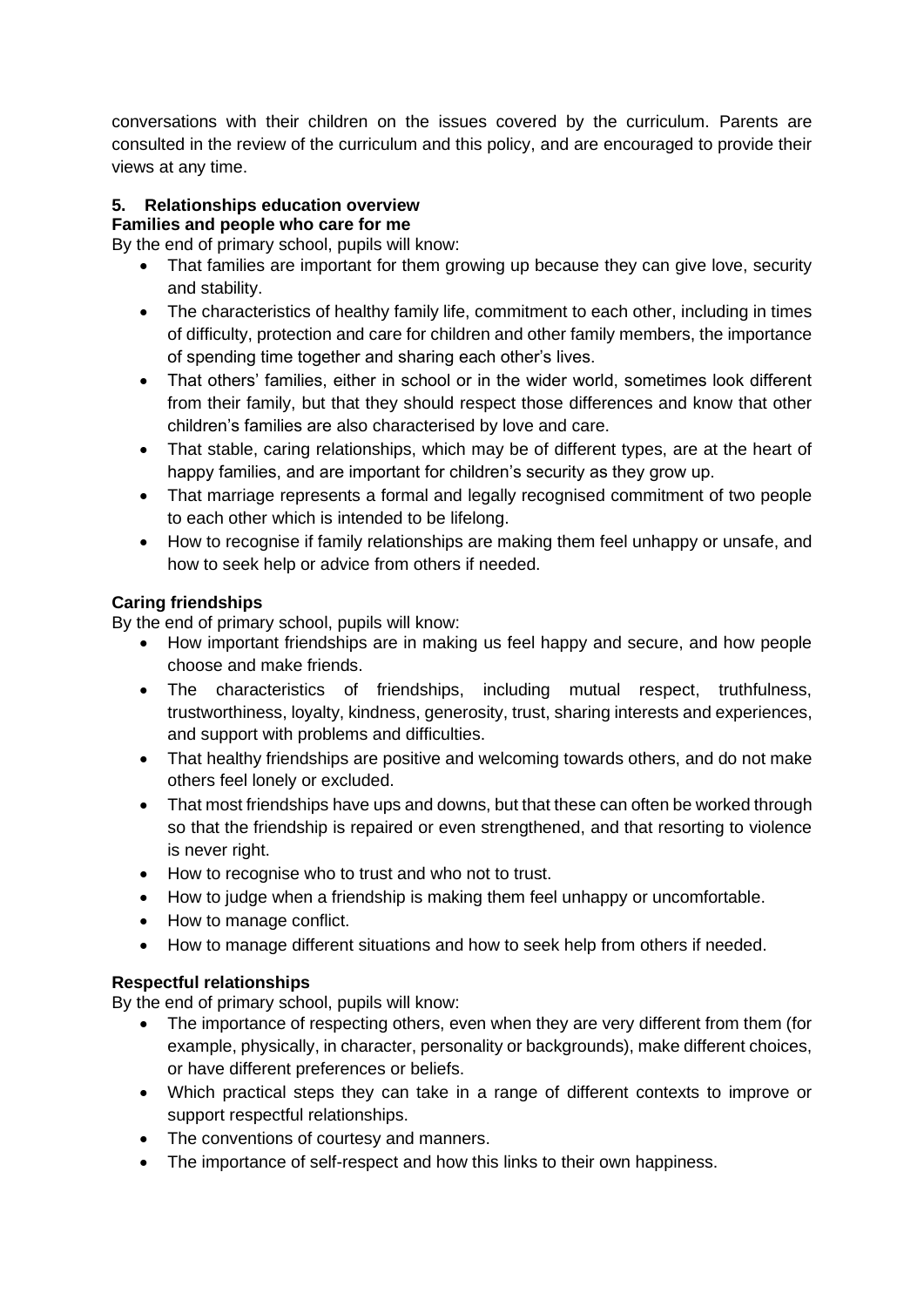conversations with their children on the issues covered by the curriculum. Parents are consulted in the review of the curriculum and this policy, and are encouraged to provide their views at any time.

## 5. Relationships education overview

### Families and people who care for me

By the end of primary school, pupils will know:

- That families are important for them growing up because they can give love, security and stability.
- The characteristics of healthy family life, commitment to each other, including in times of difficulty, protection and care for children and other family members, the importance of spending time together and sharing each other's lives.
- That others' families, either in school or in the wider world, sometimes look different from their family, but that they should respect those differences and know that other children's families are also characterised by love and care.
- That stable, caring relationships, which may be of different types, are at the heart of happy families, and are important for children's security as they grow up.
- That marriage represents a formal and legally recognised commitment of two people to each other which is intended to be lifelong.
- How to recognise if family relationships are making them feel unhappy or unsafe, and how to seek help or advice from others if needed.

### Caring friendships

By the end of primary school, pupils will know:

- How important friendships are in making us feel happy and secure, and how people choose and make friends.
- The characteristics of friendships, including mutual respect, truthfulness, trustworthiness, loyalty, kindness, generosity, trust, sharing interests and experiences, and support with problems and difficulties.
- That healthy friendships are positive and welcoming towards others, and do not make others feel lonely or excluded.
- That most friendships have ups and downs, but that these can often be worked through so that the friendship is repaired or even strengthened, and that resorting to violence is never right.
- How to recognise who to trust and who not to trust.
- How to judge when a friendship is making them feel unhappy or uncomfortable.
- How to manage conflict.
- How to manage different situations and how to seek help from others if needed.

### Respectful relationships

By the end of primary school, pupils will know:

- The importance of respecting others, even when they are very different from them (for example, physically, in character, personality or backgrounds), make different choices, or have different preferences or beliefs.
- Which practical steps they can take in a range of different contexts to improve or support respectful relationships.
- The conventions of courtesy and manners.
- The importance of self-respect and how this links to their own happiness.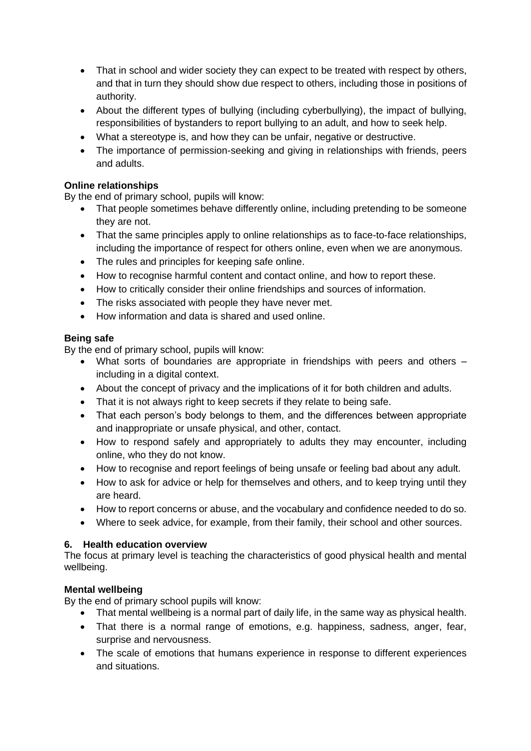- That in school and wider society they can expect to be treated with respect by others, and that in turn they should show due respect to others, including those in positions of authority.
- About the different types of bullying (including cyberbullying), the impact of bullying, responsibilities of bystanders to report bullying to an adult, and how to seek help.
- What a stereotype is, and how they can be unfair, negative or destructive.
- The importance of permission-seeking and giving in relationships with friends, peers and adults.

**Online relationships**

By the end of primary school, pupils will know:

- That people sometimes behave differently online, including pretending to be someone they are not.
- That the same principles apply to online relationships as to face-to-face relationships, including the importance of respect for others online, even when we are anonymous.
- The rules and principles for keeping safe online.
- How to recognise harmful content and contact online, and how to report these.
- How to critically consider their online friendships and sources of information.
- The risks associated with people they have never met.
- How information and data is shared and used online.

**Being safe**

By the end of primary school, pupils will know:

- What sorts of boundaries are appropriate in friendships with peers and others – including in a digital context.
- About the concept of privacy and the implications of it for both children and adults.
- That it is not always right to keep secrets if they relate to being safe.
- That each person's body belongs to them, and the differences between appropriate and inappropriate or unsafe physical, and other, contact.
- How to respond safely and appropriately to adults they may encounter, including online, who they do not know.
- How to recognise and report feelings of being unsafe or feeling bad about any adult.
- How to ask for advice or help for themselves and others, and to keep trying until they are heard.
- How to report concerns or abuse, and the vocabulary and confidence needed to do so.
- Where to seek advice, for example, from their family, their school and other sources.

## 6. Health education overview

The focus at primary level is teaching the characteristics of good physical health and mental wellbeing.

**Mental wellbeing**

By the end of primary school pupils will know:

- That mental wellbeing is a normal part of daily life, in the same way as physical health.
- That there is a normal range of emotions, e.g. happiness, sadness, anger, fear, surprise and nervousness.
- The scale of emotions that humans experience in response to different experiences and situations.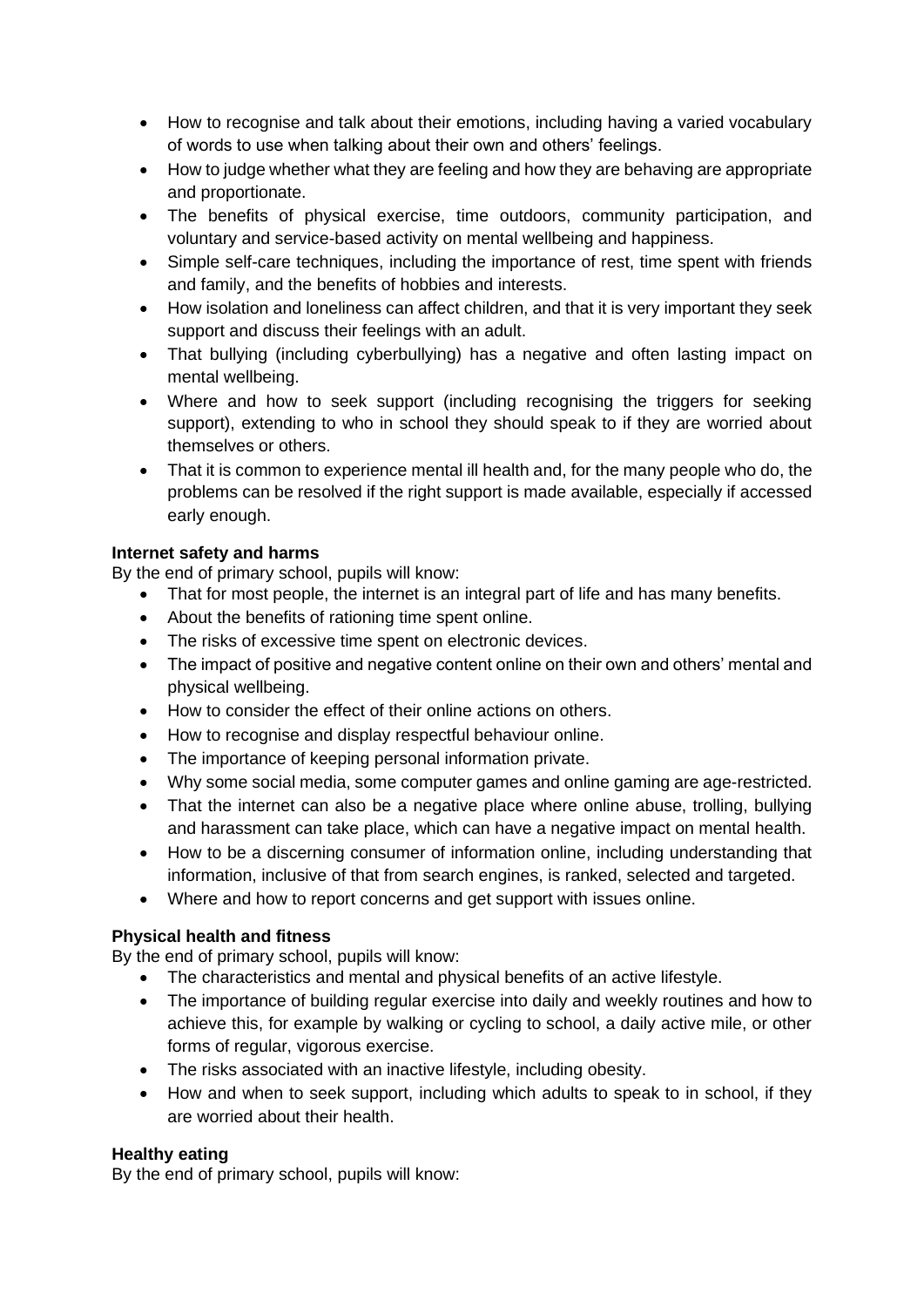- How to recognise and talk about their emotions, including having a varied vocabulary of words to use when talking about their own and others' feelings.
- How to judge whether what they are feeling and how they are behaving are appropriate and proportionate.
- The benefits of physical exercise, time outdoors, community participation, and voluntary and service-based activity on mental wellbeing and happiness.
- Simple self-care techniques, including the importance of rest, time spent with friends and family, and the benefits of hobbies and interests.
- How isolation and loneliness can affect children, and that it is very important they seek support and discuss their feelings with an adult.
- That bullying (including cyberbullying) has a negative and often lasting impact on mental wellbeing.
- Where and how to seek support (including recognising the triggers for seeking support), extending to who in school they should speak to if they are worried about themselves or others.
- That it is common to experience mental ill health and, for the many people who do, the problems can be resolved if the right support is made available, especially if accessed early enough.

**Internet safety and harms**

By the end of primary school, pupils will know:

- That for most people, the internet is an integral part of life and has many benefits.
- About the benefits of rationing time spent online.
- The risks of excessive time spent on electronic devices.
- The impact of positive and negative content online on their own and others' mental and physical wellbeing.
- How to consider the effect of their online actions on others.
- How to recognise and display respectful behaviour online.
- The importance of keeping personal information private.
- Why some social media, some computer games and online gaming are age-restricted.
- That the internet can also be a negative place where online abuse, trolling, bullying and harassment can take place, which can have a negative impact on mental health.
- How to be a discerning consumer of information online, including understanding that information, inclusive of that from search engines, is ranked, selected and targeted.
- Where and how to report concerns and get support with issues online.

**Physical health and fitness**

By the end of primary school, pupils will know:

- The characteristics and mental and physical benefits of an active lifestyle.
- The importance of building regular exercise into daily and weekly routines and how to achieve this, for example by walking or cycling to school, a daily active mile, or other forms of regular, vigorous exercise.
- The risks associated with an inactive lifestyle, including obesity.
- How and when to seek support, including which adults to speak to in school, if they are worried about their health.

**Healthy eating**

By the end of primary school, pupils will know: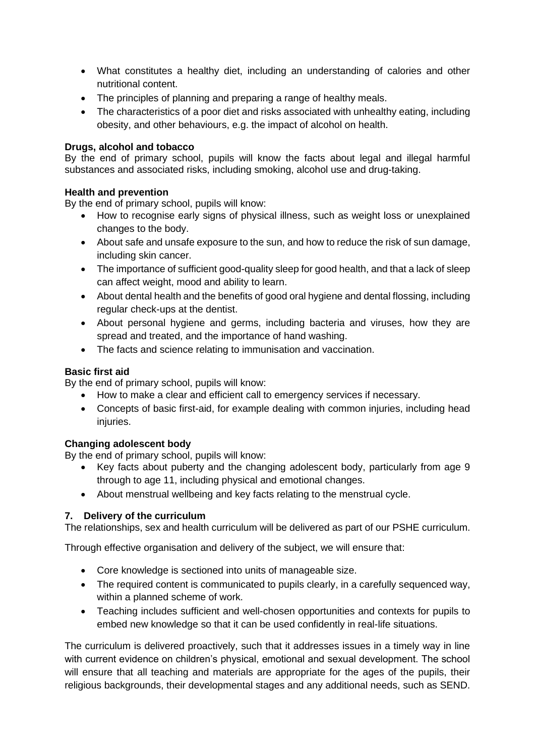- What constitutes a healthy diet, including an understanding of calories and other nutritional content.
- The principles of planning and preparing a range of healthy meals.
- The characteristics of a poor diet and risks associated with unhealthy eating, including obesity, and other behaviours, e.g. the impact of alcohol on health.

**Drugs, alcohol and tobacco**
By the end of primary school, pupils will know the facts about legal and illegal harmful substances and associated risks, including smoking, alcohol use and drug-taking.

**Health and prevention**
By the end of primary school, pupils will know:

- How to recognise early signs of physical illness, such as weight loss or unexplained changes to the body.
- About safe and unsafe exposure to the sun, and how to reduce the risk of sun damage, including skin cancer.
- The importance of sufficient good-quality sleep for good health, and that a lack of sleep can affect weight, mood and ability to learn.
- About dental health and the benefits of good oral hygiene and dental flossing, including regular check-ups at the dentist.
- About personal hygiene and germs, including bacteria and viruses, how they are spread and treated, and the importance of hand washing.
- The facts and science relating to immunisation and vaccination.

**Basic first aid**
By the end of primary school, pupils will know:

- How to make a clear and efficient call to emergency services if necessary.
- Concepts of basic first-aid, for example dealing with common injuries, including head injuries.

**Changing adolescent body**
By the end of primary school, pupils will know:

- Key facts about puberty and the changing adolescent body, particularly from age 9 through to age 11, including physical and emotional changes.
- About menstrual wellbeing and key facts relating to the menstrual cycle.

## 7. Delivery of the curriculum

The relationships, sex and health curriculum will be delivered as part of our PSHE curriculum.

Through effective organisation and delivery of the subject, we will ensure that:

- Core knowledge is sectioned into units of manageable size.
- The required content is communicated to pupils clearly, in a carefully sequenced way, within a planned scheme of work.
- Teaching includes sufficient and well-chosen opportunities and contexts for pupils to embed new knowledge so that it can be used confidently in real-life situations.

The curriculum is delivered proactively, such that it addresses issues in a timely way in line with current evidence on children's physical, emotional and sexual development. The school will ensure that all teaching and materials are appropriate for the ages of the pupils, their religious backgrounds, their developmental stages and any additional needs, such as SEND.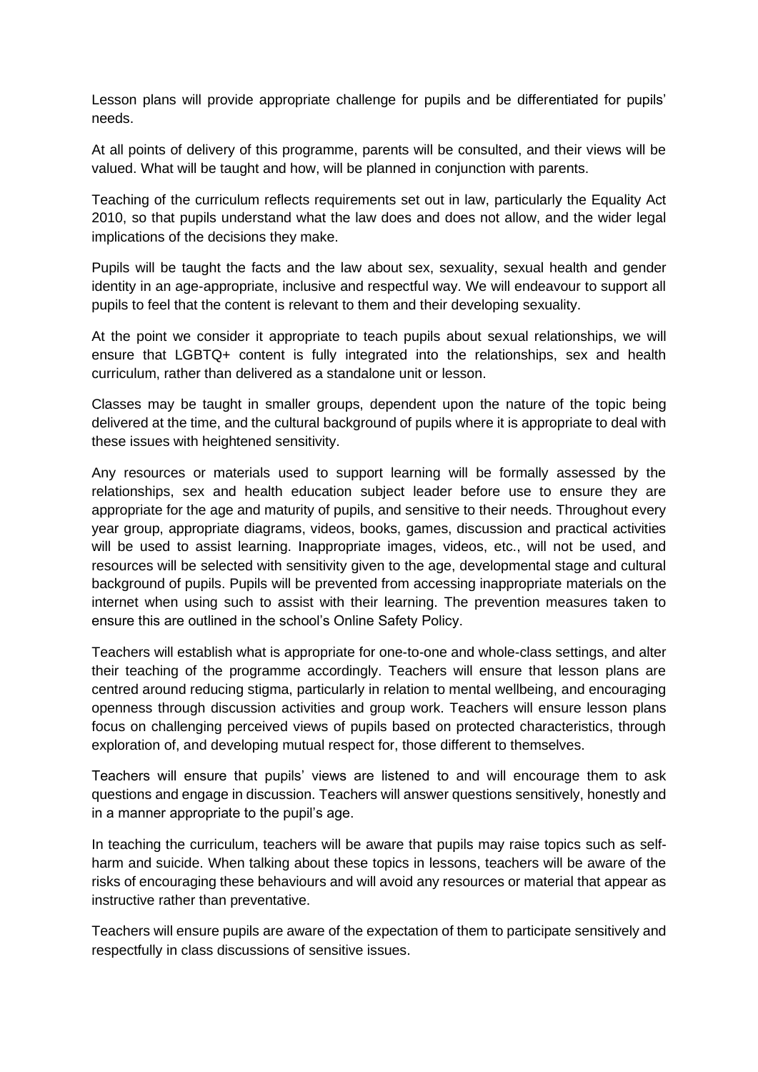Lesson plans will provide appropriate challenge for pupils and be differentiated for pupils' needs.

At all points of delivery of this programme, parents will be consulted, and their views will be valued. What will be taught and how, will be planned in conjunction with parents.

Teaching of the curriculum reflects requirements set out in law, particularly the Equality Act 2010, so that pupils understand what the law does and does not allow, and the wider legal implications of the decisions they make.

Pupils will be taught the facts and the law about sex, sexuality, sexual health and gender identity in an age-appropriate, inclusive and respectful way. We will endeavour to support all pupils to feel that the content is relevant to them and their developing sexuality.

At the point we consider it appropriate to teach pupils about sexual relationships, we will ensure that LGBTQ+ content is fully integrated into the relationships, sex and health curriculum, rather than delivered as a standalone unit or lesson.

Classes may be taught in smaller groups, dependent upon the nature of the topic being delivered at the time, and the cultural background of pupils where it is appropriate to deal with these issues with heightened sensitivity.

Any resources or materials used to support learning will be formally assessed by the relationships, sex and health education subject leader before use to ensure they are appropriate for the age and maturity of pupils, and sensitive to their needs. Throughout every year group, appropriate diagrams, videos, books, games, discussion and practical activities will be used to assist learning. Inappropriate images, videos, etc., will not be used, and resources will be selected with sensitivity given to the age, developmental stage and cultural background of pupils. Pupils will be prevented from accessing inappropriate materials on the internet when using such to assist with their learning. The prevention measures taken to ensure this are outlined in the school's Online Safety Policy.

Teachers will establish what is appropriate for one-to-one and whole-class settings, and alter their teaching of the programme accordingly. Teachers will ensure that lesson plans are centred around reducing stigma, particularly in relation to mental wellbeing, and encouraging openness through discussion activities and group work. Teachers will ensure lesson plans focus on challenging perceived views of pupils based on protected characteristics, through exploration of, and developing mutual respect for, those different to themselves.

Teachers will ensure that pupils' views are listened to and will encourage them to ask questions and engage in discussion. Teachers will answer questions sensitively, honestly and in a manner appropriate to the pupil's age.

In teaching the curriculum, teachers will be aware that pupils may raise topics such as self-harm and suicide. When talking about these topics in lessons, teachers will be aware of the risks of encouraging these behaviours and will avoid any resources or material that appear as instructive rather than preventative.

Teachers will ensure pupils are aware of the expectation of them to participate sensitively and respectfully in class discussions of sensitive issues.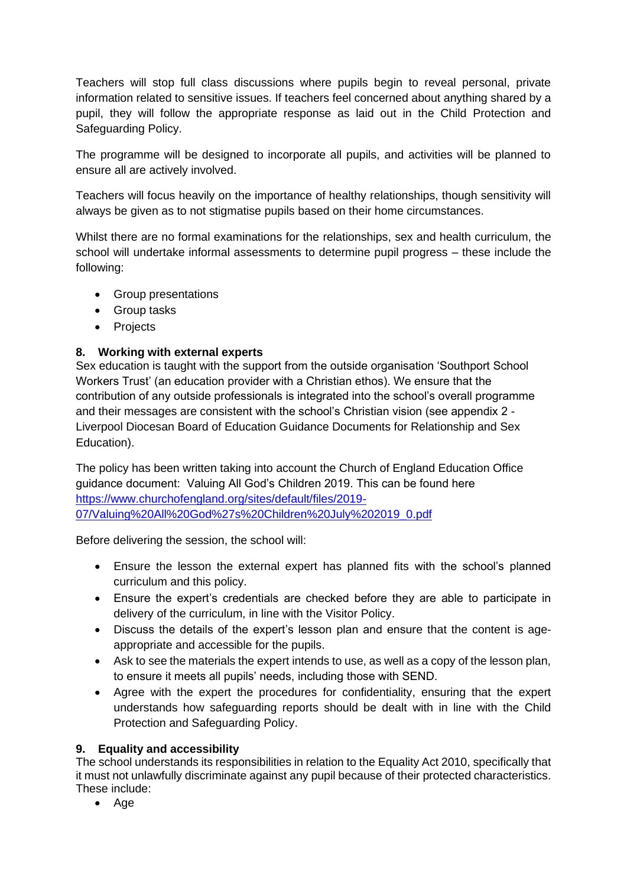Teachers will stop full class discussions where pupils begin to reveal personal, private information related to sensitive issues. If teachers feel concerned about anything shared by a pupil, they will follow the appropriate response as laid out in the Child Protection and Safeguarding Policy.

The programme will be designed to incorporate all pupils, and activities will be planned to ensure all are actively involved.

Teachers will focus heavily on the importance of healthy relationships, though sensitivity will always be given as to not stigmatise pupils based on their home circumstances.

Whilst there are no formal examinations for the relationships, sex and health curriculum, the school will undertake informal assessments to determine pupil progress – these include the following:

- Group presentations
- Group tasks
- Projects

## 8. Working with external experts

Sex education is taught with the support from the outside organisation 'Southport School Workers Trust' (an education provider with a Christian ethos). We ensure that the contribution of any outside professionals is integrated into the school's overall programme and their messages are consistent with the school's Christian vision (see appendix 2 - Liverpool Diocesan Board of Education Guidance Documents for Relationship and Sex Education).

The policy has been written taking into account the Church of England Education Office guidance document: Valuing All God's Children 2019. This can be found here https://www.churchofengland.org/sites/default/files/2019-07/Valuing%20All%20God%27s%20Children%20July%202019_0.pdf

Before delivering the session, the school will:

- Ensure the lesson the external expert has planned fits with the school's planned curriculum and this policy.
- Ensure the expert's credentials are checked before they are able to participate in delivery of the curriculum, in line with the Visitor Policy.
- Discuss the details of the expert's lesson plan and ensure that the content is age-appropriate and accessible for the pupils.
- Ask to see the materials the expert intends to use, as well as a copy of the lesson plan, to ensure it meets all pupils' needs, including those with SEND.
- Agree with the expert the procedures for confidentiality, ensuring that the expert understands how safeguarding reports should be dealt with in line with the Child Protection and Safeguarding Policy.

## 9. Equality and accessibility

The school understands its responsibilities in relation to the Equality Act 2010, specifically that it must not unlawfully discriminate against any pupil because of their protected characteristics. These include:

- Age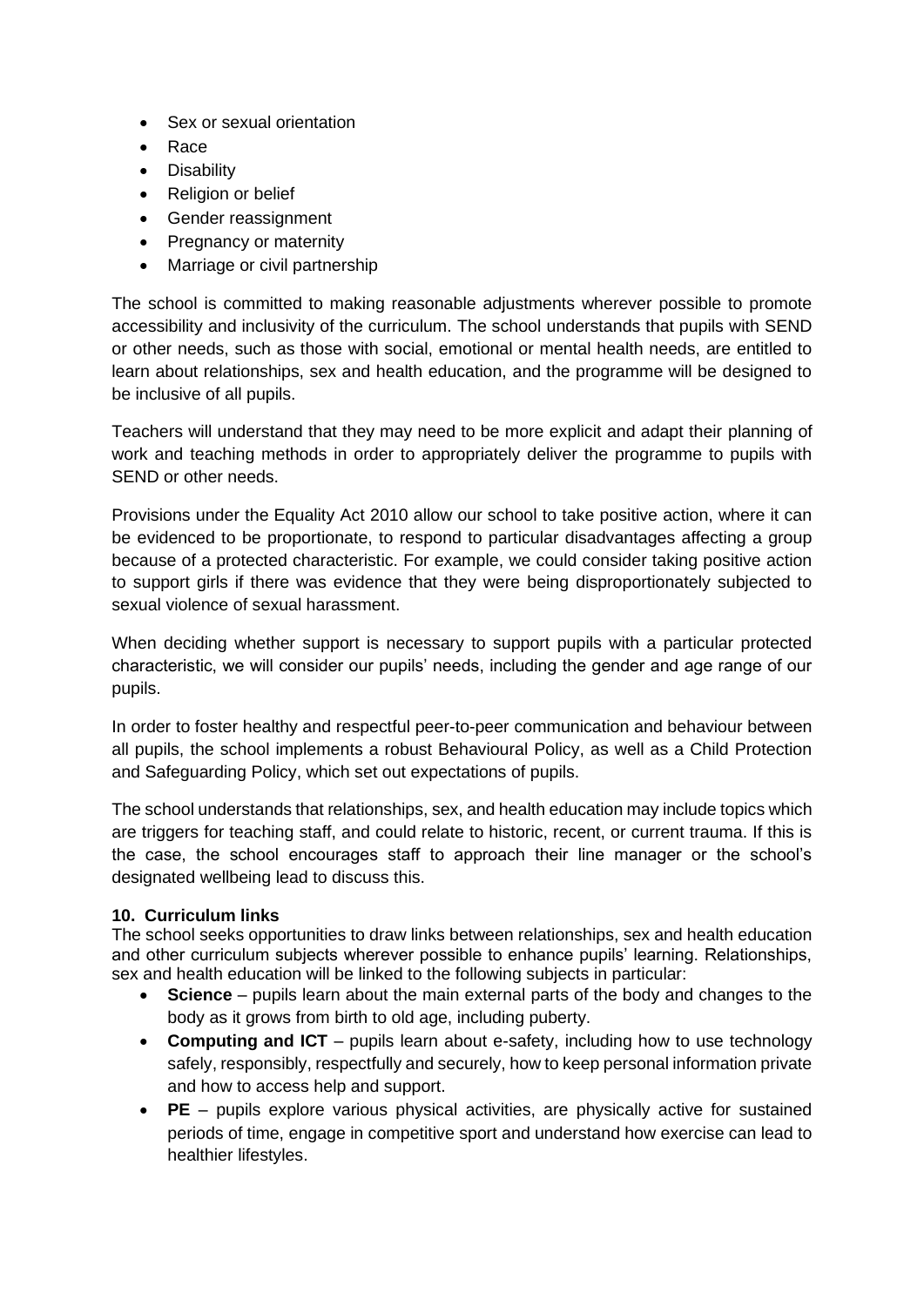- Sex or sexual orientation
- Race
- Disability
- Religion or belief
- Gender reassignment
- Pregnancy or maternity
- Marriage or civil partnership

The school is committed to making reasonable adjustments wherever possible to promote accessibility and inclusivity of the curriculum. The school understands that pupils with SEND or other needs, such as those with social, emotional or mental health needs, are entitled to learn about relationships, sex and health education, and the programme will be designed to be inclusive of all pupils.

Teachers will understand that they may need to be more explicit and adapt their planning of work and teaching methods in order to appropriately deliver the programme to pupils with SEND or other needs.

Provisions under the Equality Act 2010 allow our school to take positive action, where it can be evidenced to be proportionate, to respond to particular disadvantages affecting a group because of a protected characteristic. For example, we could consider taking positive action to support girls if there was evidence that they were being disproportionately subjected to sexual violence of sexual harassment.

When deciding whether support is necessary to support pupils with a particular protected characteristic, we will consider our pupils' needs, including the gender and age range of our pupils.

In order to foster healthy and respectful peer-to-peer communication and behaviour between all pupils, the school implements a robust Behavioural Policy, as well as a Child Protection and Safeguarding Policy, which set out expectations of pupils.

The school understands that relationships, sex, and health education may include topics which are triggers for teaching staff, and could relate to historic, recent, or current trauma. If this is the case, the school encourages staff to approach their line manager or the school's designated wellbeing lead to discuss this.

**10. Curriculum links**

The school seeks opportunities to draw links between relationships, sex and health education and other curriculum subjects wherever possible to enhance pupils' learning. Relationships, sex and health education will be linked to the following subjects in particular:

- **Science** – pupils learn about the main external parts of the body and changes to the body as it grows from birth to old age, including puberty.
- **Computing and ICT** – pupils learn about e-safety, including how to use technology safely, responsibly, respectfully and securely, how to keep personal information private and how to access help and support.
- **PE** – pupils explore various physical activities, are physically active for sustained periods of time, engage in competitive sport and understand how exercise can lead to healthier lifestyles.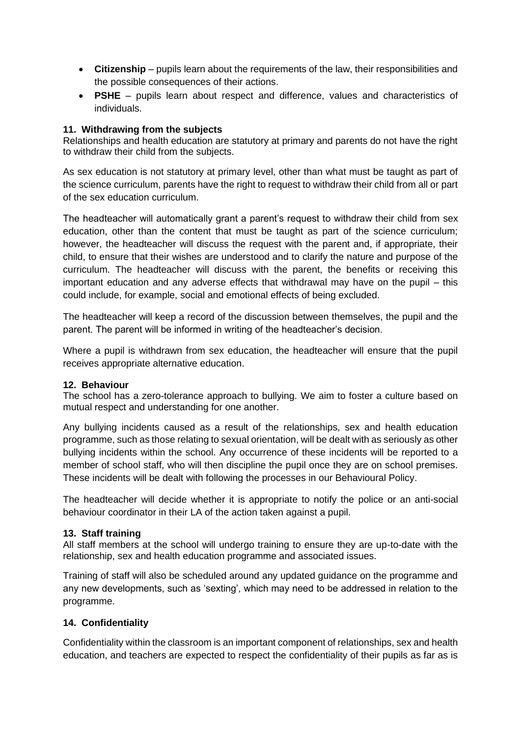- **Citizenship** – pupils learn about the requirements of the law, their responsibilities and the possible consequences of their actions.
- **PSHE** – pupils learn about respect and difference, values and characteristics of individuals.

### 11. Withdrawing from the subjects

Relationships and health education are statutory at primary and parents do not have the right to withdraw their child from the subjects.

As sex education is not statutory at primary level, other than what must be taught as part of the science curriculum, parents have the right to request to withdraw their child from all or part of the sex education curriculum.

The headteacher will automatically grant a parent's request to withdraw their child from sex education, other than the content that must be taught as part of the science curriculum; however, the headteacher will discuss the request with the parent and, if appropriate, their child, to ensure that their wishes are understood and to clarify the nature and purpose of the curriculum. The headteacher will discuss with the parent, the benefits or receiving this important education and any adverse effects that withdrawal may have on the pupil – this could include, for example, social and emotional effects of being excluded.

The headteacher will keep a record of the discussion between themselves, the pupil and the parent. The parent will be informed in writing of the headteacher's decision.

Where a pupil is withdrawn from sex education, the headteacher will ensure that the pupil receives appropriate alternative education.

### 12. Behaviour

The school has a zero-tolerance approach to bullying. We aim to foster a culture based on mutual respect and understanding for one another.

Any bullying incidents caused as a result of the relationships, sex and health education programme, such as those relating to sexual orientation, will be dealt with as seriously as other bullying incidents within the school. Any occurrence of these incidents will be reported to a member of school staff, who will then discipline the pupil once they are on school premises. These incidents will be dealt with following the processes in our Behavioural Policy.

The headteacher will decide whether it is appropriate to notify the police or an anti-social behaviour coordinator in their LA of the action taken against a pupil.

### 13. Staff training

All staff members at the school will undergo training to ensure they are up-to-date with the relationship, sex and health education programme and associated issues.

Training of staff will also be scheduled around any updated guidance on the programme and any new developments, such as 'sexting', which may need to be addressed in relation to the programme.

### 14. Confidentiality

Confidentiality within the classroom is an important component of relationships, sex and health education, and teachers are expected to respect the confidentiality of their pupils as far as is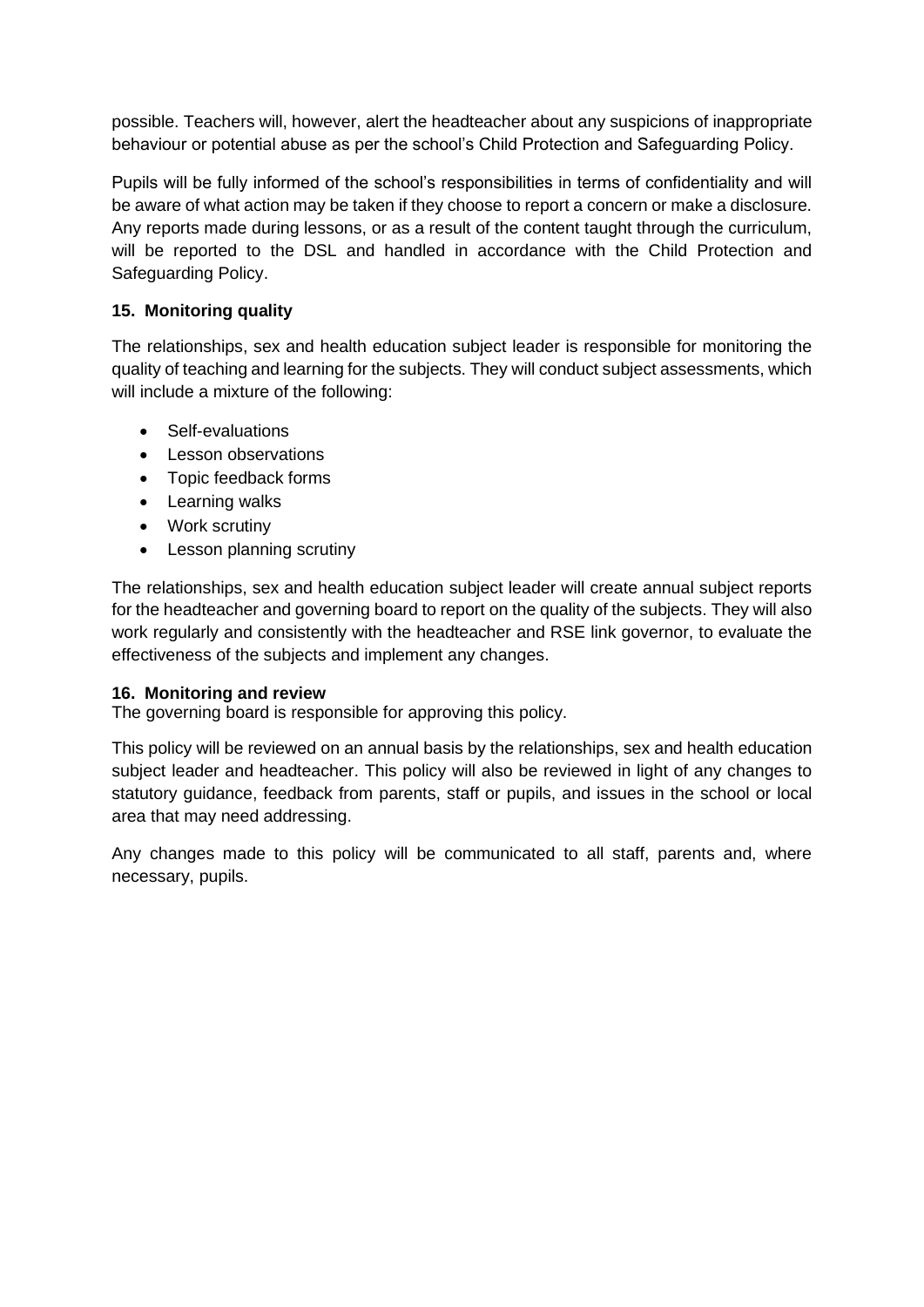possible. Teachers will, however, alert the headteacher about any suspicions of inappropriate behaviour or potential abuse as per the school's Child Protection and Safeguarding Policy.

Pupils will be fully informed of the school's responsibilities in terms of confidentiality and will be aware of what action may be taken if they choose to report a concern or make a disclosure. Any reports made during lessons, or as a result of the content taught through the curriculum, will be reported to the DSL and handled in accordance with the Child Protection and Safeguarding Policy.

### 15. Monitoring quality

The relationships, sex and health education subject leader is responsible for monitoring the quality of teaching and learning for the subjects. They will conduct subject assessments, which will include a mixture of the following:

- Self-evaluations
- Lesson observations
- Topic feedback forms
- Learning walks
- Work scrutiny
- Lesson planning scrutiny

The relationships, sex and health education subject leader will create annual subject reports for the headteacher and governing board to report on the quality of the subjects. They will also work regularly and consistently with the headteacher and RSE link governor, to evaluate the effectiveness of the subjects and implement any changes.

### 16. Monitoring and review

The governing board is responsible for approving this policy.

This policy will be reviewed on an annual basis by the relationships, sex and health education subject leader and headteacher. This policy will also be reviewed in light of any changes to statutory guidance, feedback from parents, staff or pupils, and issues in the school or local area that may need addressing.

Any changes made to this policy will be communicated to all staff, parents and, where necessary, pupils.